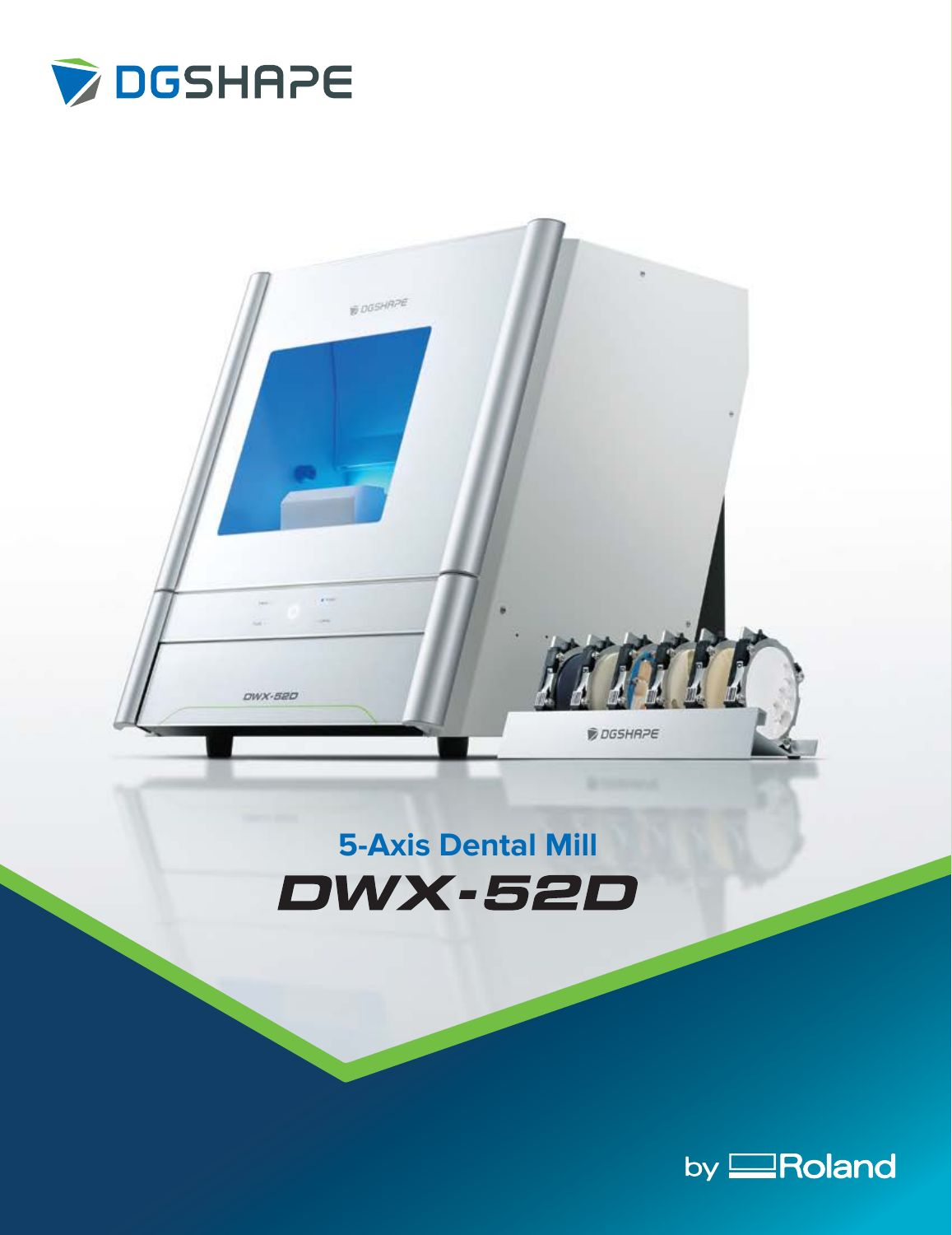DGSHAPE

## 5-Axis Dental Mill

# DWX-52D

by Roland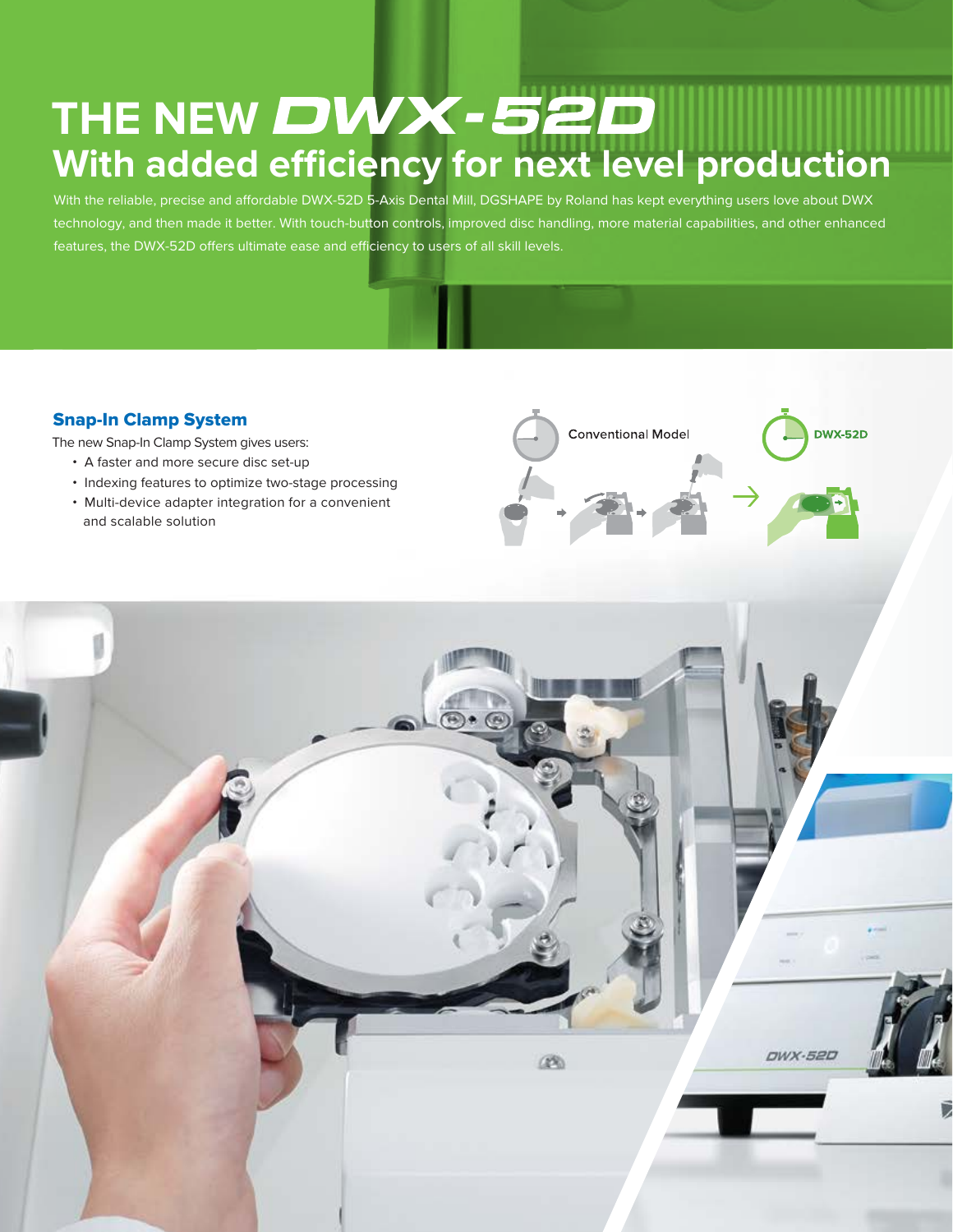# THE NEW DWX-52D
## With added efficiency for next level production

With the reliable, precise and affordable DWX-52D 5-Axis Dental Mill, DGSHAPE by Roland has kept everything users love about DWX technology, and then made it better. With touch-button controls, improved disc handling, more material capabilities, and other enhanced features, the DWX-52D offers ultimate ease and efficiency to users of all skill levels.

### Snap-In Clamp System

The new Snap-In Clamp System gives users:

- A faster and more secure disc set-up
- Indexing features to optimize two-stage processing
- Multi-device adapter integration for a convenient and scalable solution

Conventional Model

DWX-52D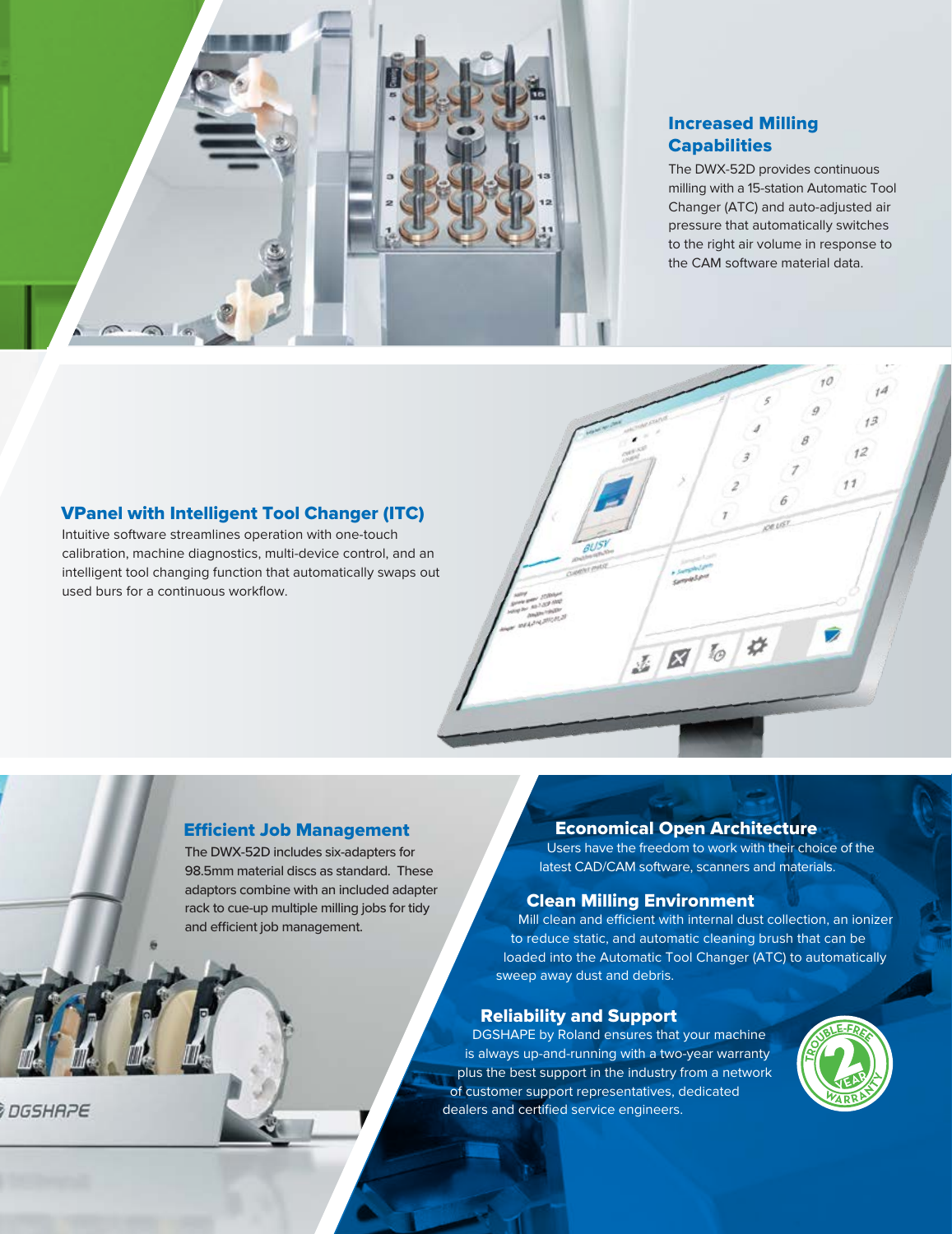## Increased Milling Capabilities

The DWX-52D provides continuous milling with a 15-station Automatic Tool Changer (ATC) and auto-adjusted air pressure that automatically switches to the right air volume in response to the CAM software material data.

## VPanel with Intelligent Tool Changer (ITC)

Intuitive software streamlines operation with one-touch calibration, machine diagnostics, multi-device control, and an intelligent tool changing function that automatically swaps out used burs for a continuous workflow.

## Efficient Job Management

The DWX-52D includes six-adapters for 98.5mm material discs as standard. These adaptors combine with an included adapter rack to cue-up multiple milling jobs for tidy and efficient job management.

## Economical Open Architecture

Users have the freedom to work with their choice of the latest CAD/CAM software, scanners and materials.

## Clean Milling Environment

Mill clean and efficient with internal dust collection, an ionizer to reduce static, and automatic cleaning brush that can be loaded into the Automatic Tool Changer (ATC) to automatically sweep away dust and debris.

## Reliability and Support

DGSHAPE by Roland ensures that your machine is always up-and-running with a two-year warranty plus the best support in the industry from a network of customer support representatives, dedicated dealers and certified service engineers.

TROUBLE-FREE 2 YEAR WARRANTY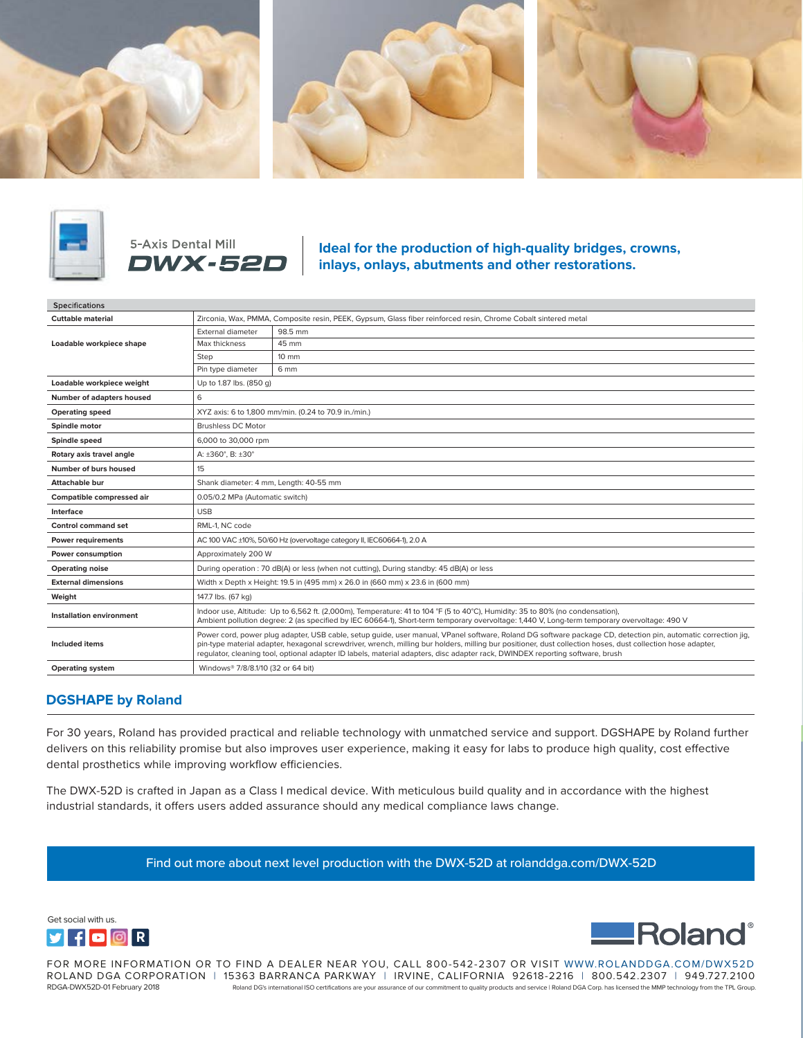5-Axis Dental Mill

# DWX-52D

**Ideal for the production of high-quality bridges, crowns, inlays, onlays, abutments and other restorations.**

| Specifications | | |
|---|---|---|
| **Cuttable material** | Zirconia, Wax, PMMA, Composite resin, PEEK, Gypsum, Glass fiber reinforced resin, Chrome Cobalt sintered metal | |
| **Loadable workpiece shape** | External diameter | 98.5 mm |
| | Max thickness | 45 mm |
| | Step | 10 mm |
| | Pin type diameter | 6 mm |
| **Loadable workpiece weight** | Up to 1.87 lbs. (850 g) | |
| **Number of adapters housed** | 6 | |
| **Operating speed** | XYZ axis: 6 to 1,800 mm/min. (0.24 to 70.9 in./min.) | |
| **Spindle motor** | Brushless DC Motor | |
| **Spindle speed** | 6,000 to 30,000 rpm | |
| **Rotary axis travel angle** | A: ±360°, B: ±30° | |
| **Number of burs housed** | 15 | |
| **Attachable bur** | Shank diameter: 4 mm, Length: 40-55 mm | |
| **Compatible compressed air** | 0.05/0.2 MPa (Automatic switch) | |
| **Interface** | USB | |
| **Control command set** | RML-1, NC code | |
| **Power requirements** | AC 100 VAC ±10%, 50/60 Hz (overvoltage category II, IEC60664-1), 2.0 A | |
| **Power consumption** | Approximately 200 W | |
| **Operating noise** | During operation : 70 dB(A) or less (when not cutting), During standby: 45 dB(A) or less | |
| **External dimensions** | Width x Depth x Height: 19.5 in (495 mm) x 26.0 in (660 mm) x 23.6 in (600 mm) | |
| **Weight** | 147.7 lbs. (67 kg) | |
| **Installation environment** | Indoor use, Altitude: Up to 6,562 ft. (2,000m), Temperature: 41 to 104 °F (5 to 40°C), Humidity: 35 to 80% (no condensation), Ambient pollution degree: 2 (as specified by IEC 60664-1), Short-term temporary overvoltage: 1,440 V, Long-term temporary overvoltage: 490 V | |
| **Included items** | Power cord, power plug adapter, USB cable, setup guide, user manual, VPanel software, Roland DG software package CD, detection pin, automatic correction jig, pin-type material adapter, hexagonal screwdriver, wrench, milling bur holders, milling bur positioner, dust collection hoses, dust collection hose adapter, regulator, cleaning tool, optional adapter ID labels, material adapters, disc adapter rack, DWINDEX reporting software, brush | |
| **Operating system** | Windows® 7/8/8.1/10 (32 or 64 bit) | |

## DGSHAPE by Roland

For 30 years, Roland has provided practical and reliable technology with unmatched service and support. DGSHAPE by Roland further delivers on this reliability promise but also improves user experience, making it easy for labs to produce high quality, cost effective dental prosthetics while improving workflow efficiencies.

The DWX-52D is crafted in Japan as a Class I medical device. With meticulous build quality and in accordance with the highest industrial standards, it offers users added assurance should any medical compliance laws change.

Find out more about next level production with the DWX-52D at rolanddga.com/DWX-52D

Get social with us.

Roland®

FOR MORE INFORMATION OR TO FIND A DEALER NEAR YOU, CALL 800-542-2307 OR VISIT WWW.ROLANDDGA.COM/DWX52D
ROLAND DGA CORPORATION | 15363 BARRANCA PARKWAY | IRVINE, CALIFORNIA 92618-2216 | 800.542.2307 | 949.727.2100

RDGA-DWX52D-01 February 2018

Roland DG's international ISO certifications are your assurance of our commitment to quality products and service | Roland DGA Corp. has licensed the MMP technology from the TPL Group.